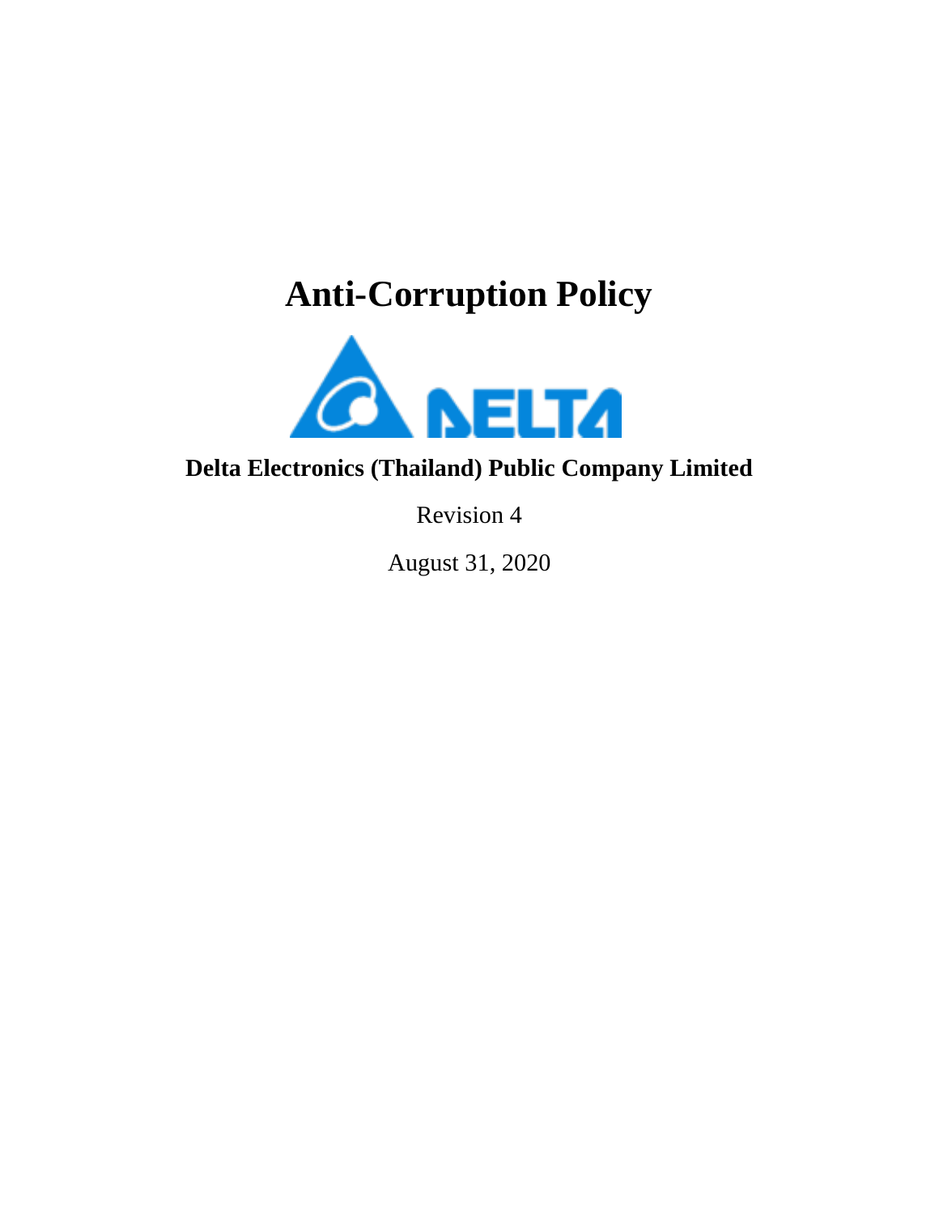# Anti-Corruption Policy

**Delta Electronics (Thailand) Public Company Limited**

Revision 4

August 31, 2020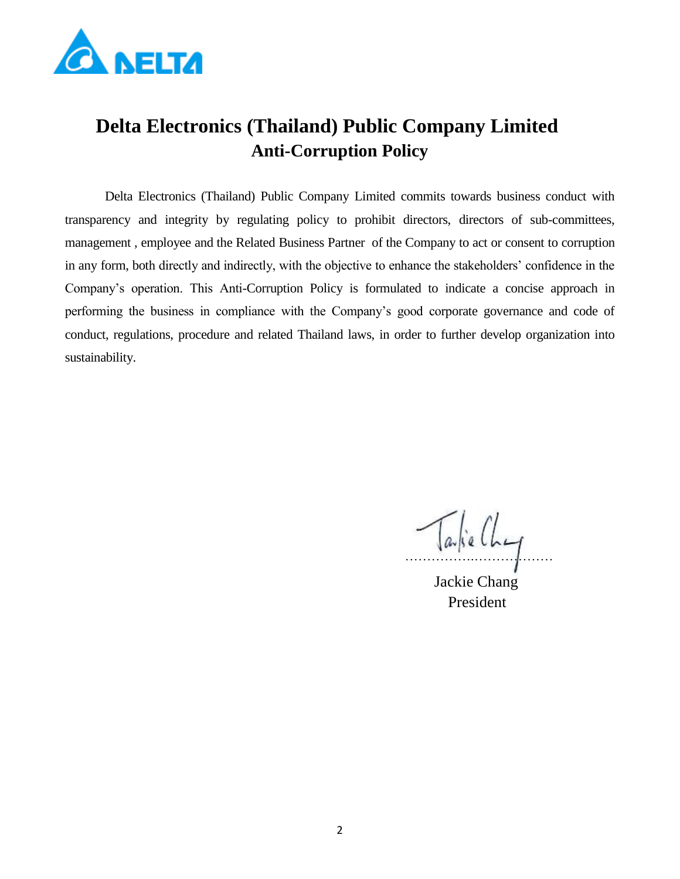# Delta Electronics (Thailand) Public Company Limited

## Anti-Corruption Policy

Delta Electronics (Thailand) Public Company Limited commits towards business conduct with transparency and integrity by regulating policy to prohibit directors, directors of sub-committees, management , employee and the Related Business Partner of the Company to act or consent to corruption in any form, both directly and indirectly, with the objective to enhance the stakeholders' confidence in the Company's operation. This Anti-Corruption Policy is formulated to indicate a concise approach in performing the business in compliance with the Company's good corporate governance and code of conduct, regulations, procedure and related Thailand laws, in order to further develop organization into sustainability.

……………..………………

Jackie Chang

President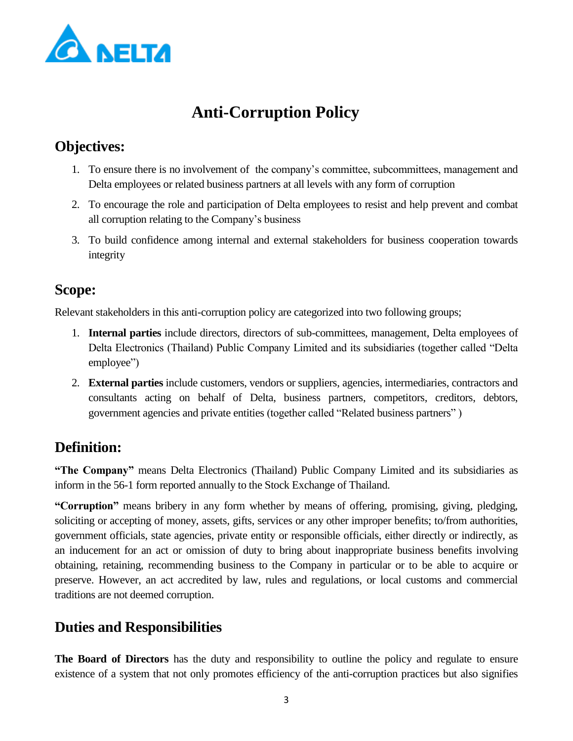# Anti-Corruption Policy

## Objectives:

1. To ensure there is no involvement of the company's committee, subcommittees, management and Delta employees or related business partners at all levels with any form of corruption
2. To encourage the role and participation of Delta employees to resist and help prevent and combat all corruption relating to the Company's business
3. To build confidence among internal and external stakeholders for business cooperation towards integrity

## Scope:

Relevant stakeholders in this anti-corruption policy are categorized into two following groups;

1. **Internal parties** include directors, directors of sub-committees, management, Delta employees of Delta Electronics (Thailand) Public Company Limited and its subsidiaries (together called "Delta employee")
2. **External parties** include customers, vendors or suppliers, agencies, intermediaries, contractors and consultants acting on behalf of Delta, business partners, competitors, creditors, debtors, government agencies and private entities (together called "Related business partners" )

## Definition:

**"The Company"** means Delta Electronics (Thailand) Public Company Limited and its subsidiaries as inform in the 56-1 form reported annually to the Stock Exchange of Thailand.

**"Corruption"** means bribery in any form whether by means of offering, promising, giving, pledging, soliciting or accepting of money, assets, gifts, services or any other improper benefits; to/from authorities, government officials, state agencies, private entity or responsible officials, either directly or indirectly, as an inducement for an act or omission of duty to bring about inappropriate business benefits involving obtaining, retaining, recommending business to the Company in particular or to be able to acquire or preserve. However, an act accredited by law, rules and regulations, or local customs and commercial traditions are not deemed corruption.

## Duties and Responsibilities

**The Board of Directors** has the duty and responsibility to outline the policy and regulate to ensure existence of a system that not only promotes efficiency of the anti-corruption practices but also signifies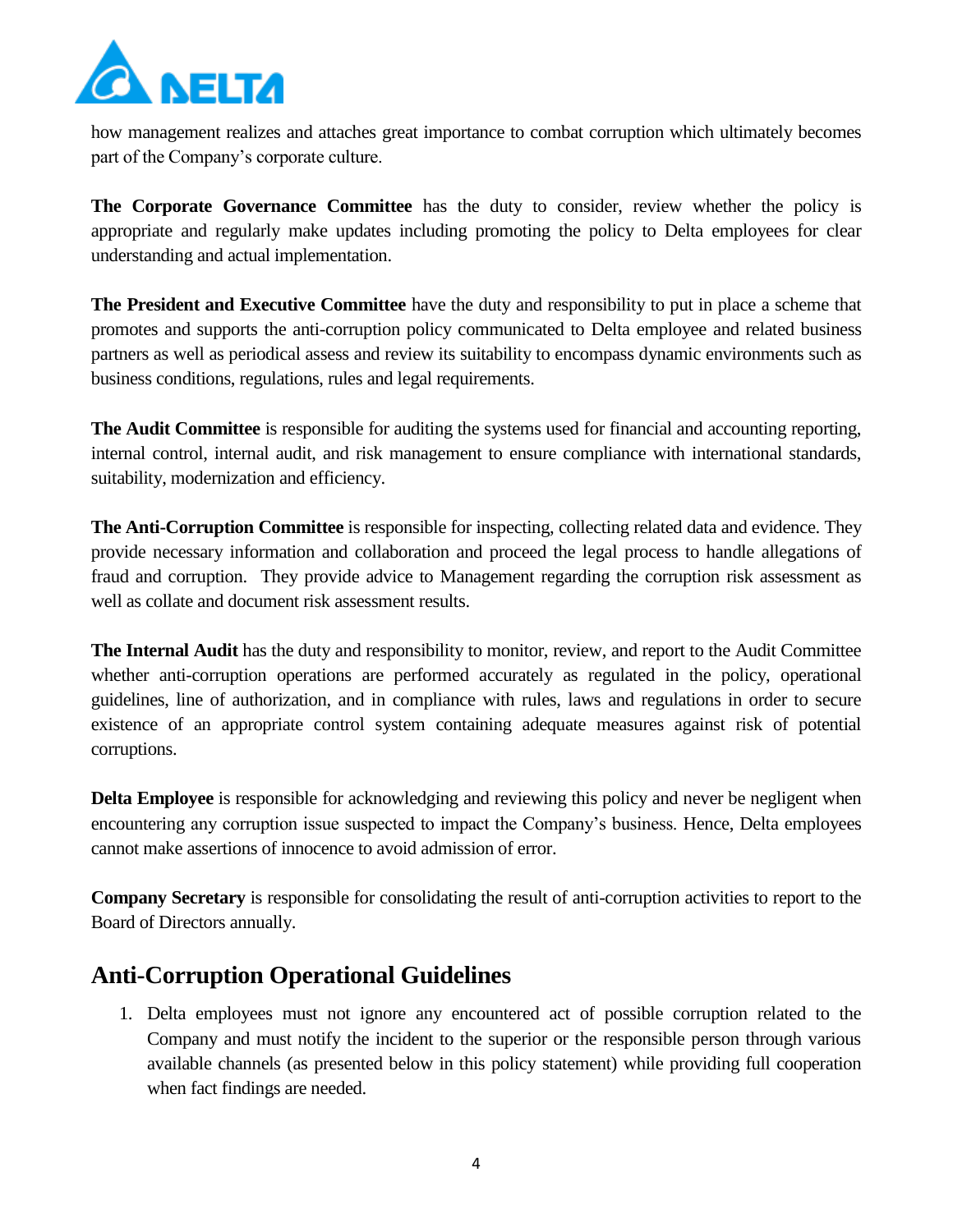how management realizes and attaches great importance to combat corruption which ultimately becomes part of the Company's corporate culture.

**The Corporate Governance Committee** has the duty to consider, review whether the policy is appropriate and regularly make updates including promoting the policy to Delta employees for clear understanding and actual implementation.

**The President and Executive Committee** have the duty and responsibility to put in place a scheme that promotes and supports the anti-corruption policy communicated to Delta employee and related business partners as well as periodical assess and review its suitability to encompass dynamic environments such as business conditions, regulations, rules and legal requirements.

**The Audit Committee** is responsible for auditing the systems used for financial and accounting reporting, internal control, internal audit, and risk management to ensure compliance with international standards, suitability, modernization and efficiency.

**The Anti-Corruption Committee** is responsible for inspecting, collecting related data and evidence. They provide necessary information and collaboration and proceed the legal process to handle allegations of fraud and corruption. They provide advice to Management regarding the corruption risk assessment as well as collate and document risk assessment results.

**The Internal Audit** has the duty and responsibility to monitor, review, and report to the Audit Committee whether anti-corruption operations are performed accurately as regulated in the policy, operational guidelines, line of authorization, and in compliance with rules, laws and regulations in order to secure existence of an appropriate control system containing adequate measures against risk of potential corruptions.

**Delta Employee** is responsible for acknowledging and reviewing this policy and never be negligent when encountering any corruption issue suspected to impact the Company's business. Hence, Delta employees cannot make assertions of innocence to avoid admission of error.

**Company Secretary** is responsible for consolidating the result of anti-corruption activities to report to the Board of Directors annually.

## Anti-Corruption Operational Guidelines

1. Delta employees must not ignore any encountered act of possible corruption related to the Company and must notify the incident to the superior or the responsible person through various available channels (as presented below in this policy statement) while providing full cooperation when fact findings are needed.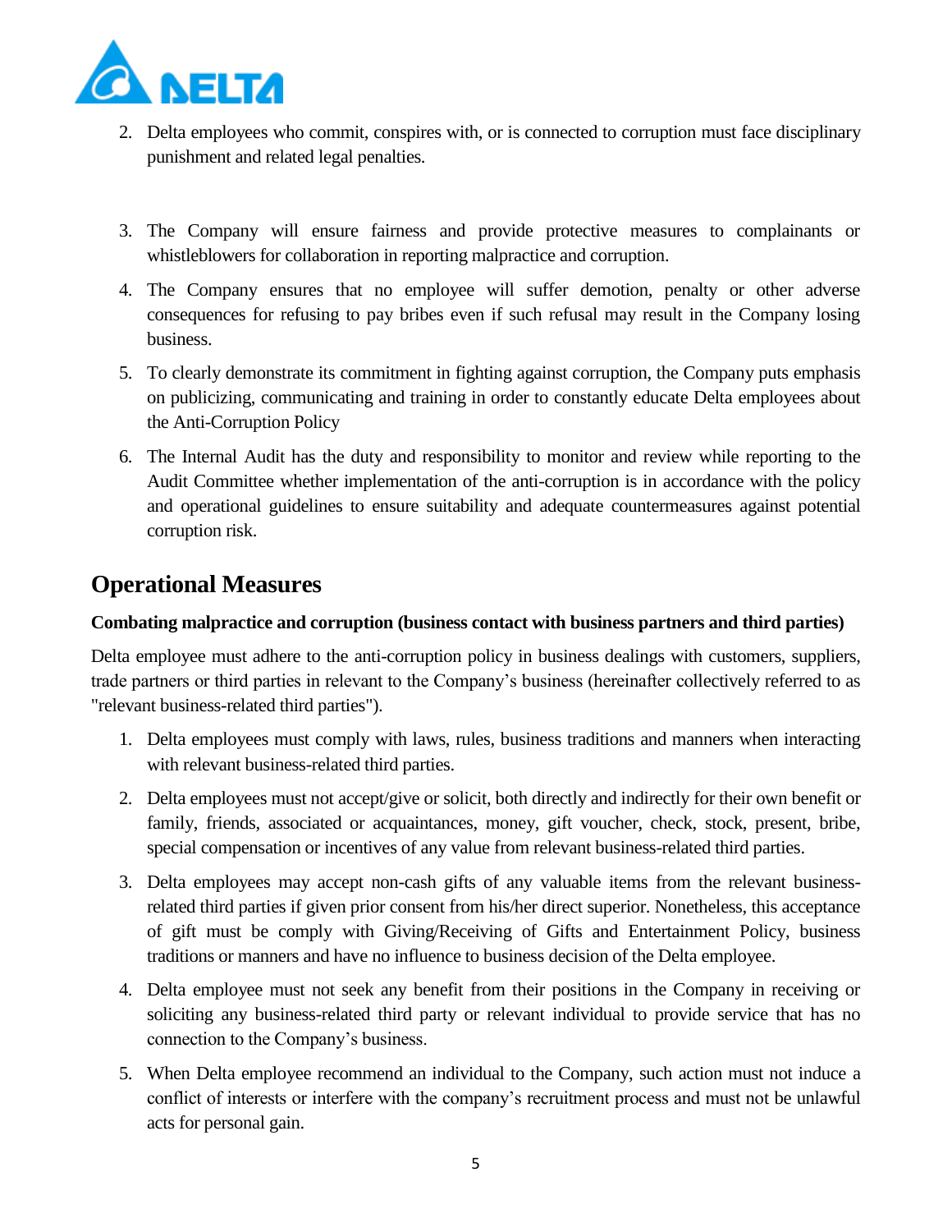2. Delta employees who commit, conspires with, or is connected to corruption must face disciplinary punishment and related legal penalties.

3. The Company will ensure fairness and provide protective measures to complainants or whistleblowers for collaboration in reporting malpractice and corruption.

4. The Company ensures that no employee will suffer demotion, penalty or other adverse consequences for refusing to pay bribes even if such refusal may result in the Company losing business.

5. To clearly demonstrate its commitment in fighting against corruption, the Company puts emphasis on publicizing, communicating and training in order to constantly educate Delta employees about the Anti-Corruption Policy

6. The Internal Audit has the duty and responsibility to monitor and review while reporting to the Audit Committee whether implementation of the anti-corruption is in accordance with the policy and operational guidelines to ensure suitability and adequate countermeasures against potential corruption risk.

## Operational Measures

**Combating malpractice and corruption (business contact with business partners and third parties)**

Delta employee must adhere to the anti-corruption policy in business dealings with customers, suppliers, trade partners or third parties in relevant to the Company's business (hereinafter collectively referred to as "relevant business-related third parties").

1. Delta employees must comply with laws, rules, business traditions and manners when interacting with relevant business-related third parties.

2. Delta employees must not accept/give or solicit, both directly and indirectly for their own benefit or family, friends, associated or acquaintances, money, gift voucher, check, stock, present, bribe, special compensation or incentives of any value from relevant business-related third parties.

3. Delta employees may accept non-cash gifts of any valuable items from the relevant business-related third parties if given prior consent from his/her direct superior. Nonetheless, this acceptance of gift must be comply with Giving/Receiving of Gifts and Entertainment Policy, business traditions or manners and have no influence to business decision of the Delta employee.

4. Delta employee must not seek any benefit from their positions in the Company in receiving or soliciting any business-related third party or relevant individual to provide service that has no connection to the Company's business.

5. When Delta employee recommend an individual to the Company, such action must not induce a conflict of interests or interfere with the company's recruitment process and must not be unlawful acts for personal gain.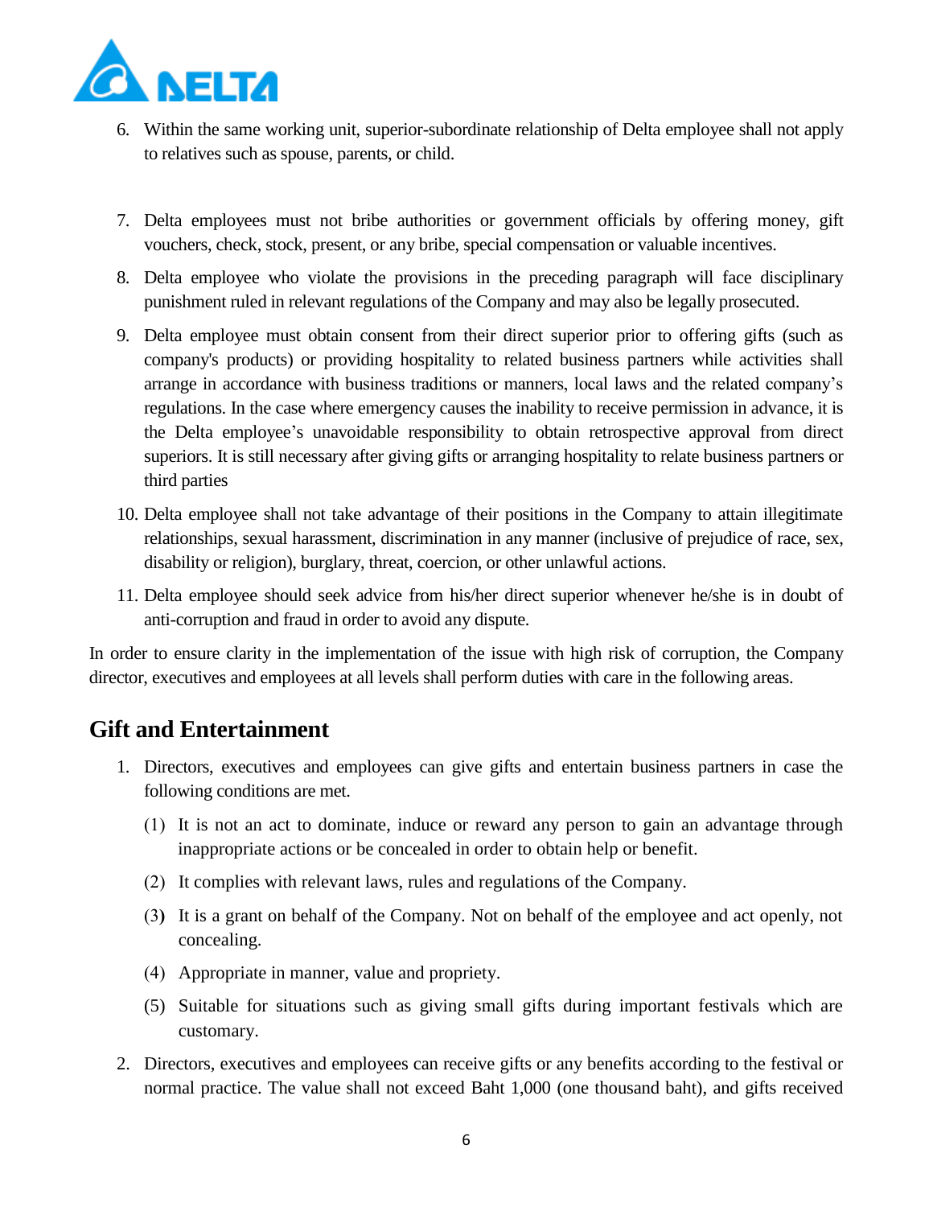6. Within the same working unit, superior-subordinate relationship of Delta employee shall not apply to relatives such as spouse, parents, or child.

7. Delta employees must not bribe authorities or government officials by offering money, gift vouchers, check, stock, present, or any bribe, special compensation or valuable incentives.
8. Delta employee who violate the provisions in the preceding paragraph will face disciplinary punishment ruled in relevant regulations of the Company and may also be legally prosecuted.
9. Delta employee must obtain consent from their direct superior prior to offering gifts (such as company's products) or providing hospitality to related business partners while activities shall arrange in accordance with business traditions or manners, local laws and the related company's regulations. In the case where emergency causes the inability to receive permission in advance, it is the Delta employee's unavoidable responsibility to obtain retrospective approval from direct superiors. It is still necessary after giving gifts or arranging hospitality to relate business partners or third parties
10. Delta employee shall not take advantage of their positions in the Company to attain illegitimate relationships, sexual harassment, discrimination in any manner (inclusive of prejudice of race, sex, disability or religion), burglary, threat, coercion, or other unlawful actions.
11. Delta employee should seek advice from his/her direct superior whenever he/she is in doubt of anti-corruption and fraud in order to avoid any dispute.

In order to ensure clarity in the implementation of the issue with high risk of corruption, the Company director, executives and employees at all levels shall perform duties with care in the following areas.

## Gift and Entertainment

1. Directors, executives and employees can give gifts and entertain business partners in case the following conditions are met.
   (1) It is not an act to dominate, induce or reward any person to gain an advantage through inappropriate actions or be concealed in order to obtain help or benefit.
   (2) It complies with relevant laws, rules and regulations of the Company.
   (3) It is a grant on behalf of the Company. Not on behalf of the employee and act openly, not concealing.
   (4) Appropriate in manner, value and propriety.
   (5) Suitable for situations such as giving small gifts during important festivals which are customary.
2. Directors, executives and employees can receive gifts or any benefits according to the festival or normal practice. The value shall not exceed Baht 1,000 (one thousand baht), and gifts received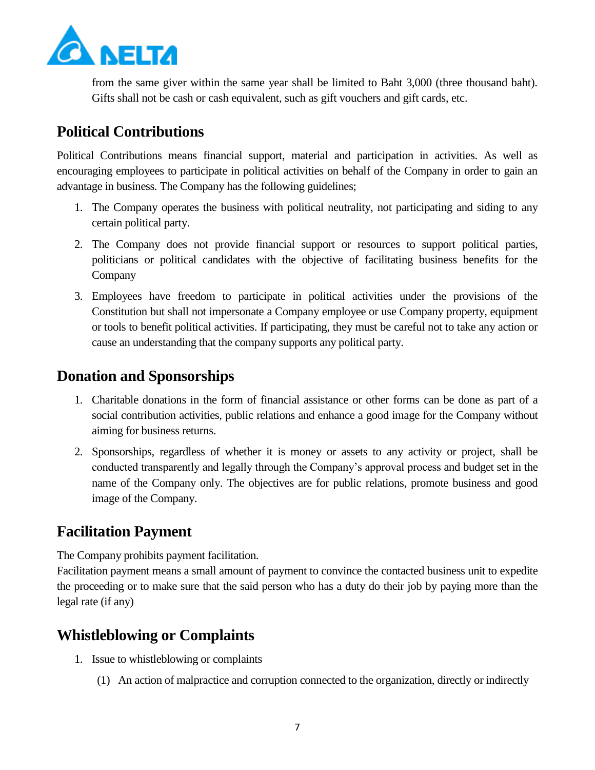from the same giver within the same year shall be limited to Baht 3,000 (three thousand baht). Gifts shall not be cash or cash equivalent, such as gift vouchers and gift cards, etc.

## Political Contributions

Political Contributions means financial support, material and participation in activities. As well as encouraging employees to participate in political activities on behalf of the Company in order to gain an advantage in business. The Company has the following guidelines;

1. The Company operates the business with political neutrality, not participating and siding to any certain political party.
2. The Company does not provide financial support or resources to support political parties, politicians or political candidates with the objective of facilitating business benefits for the Company
3. Employees have freedom to participate in political activities under the provisions of the Constitution but shall not impersonate a Company employee or use Company property, equipment or tools to benefit political activities. If participating, they must be careful not to take any action or cause an understanding that the company supports any political party.

## Donation and Sponsorships

1. Charitable donations in the form of financial assistance or other forms can be done as part of a social contribution activities, public relations and enhance a good image for the Company without aiming for business returns.
2. Sponsorships, regardless of whether it is money or assets to any activity or project, shall be conducted transparently and legally through the Company's approval process and budget set in the name of the Company only. The objectives are for public relations, promote business and good image of the Company.

## Facilitation Payment

The Company prohibits payment facilitation.
Facilitation payment means a small amount of payment to convince the contacted business unit to expedite the proceeding or to make sure that the said person who has a duty do their job by paying more than the legal rate (if any)

## Whistleblowing or Complaints

1. Issue to whistleblowing or complaints
   (1) An action of malpractice and corruption connected to the organization, directly or indirectly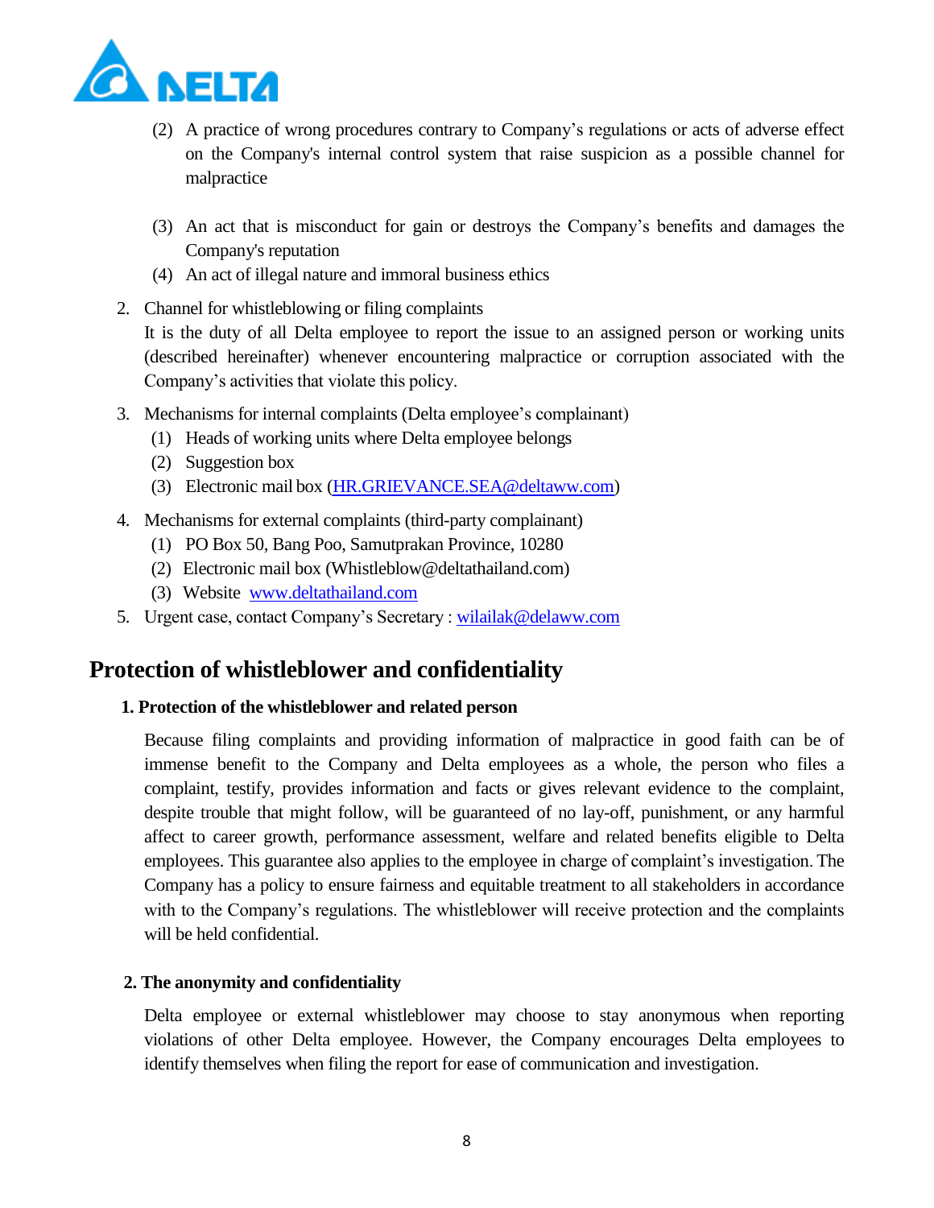(2) A practice of wrong procedures contrary to Company's regulations or acts of adverse effect on the Company's internal control system that raise suspicion as a possible channel for malpractice

(3) An act that is misconduct for gain or destroys the Company's benefits and damages the Company's reputation

(4) An act of illegal nature and immoral business ethics

2. Channel for whistleblowing or filing complaints
   It is the duty of all Delta employee to report the issue to an assigned person or working units (described hereinafter) whenever encountering malpractice or corruption associated with the Company's activities that violate this policy.

3. Mechanisms for internal complaints (Delta employee's complainant)
   (1) Heads of working units where Delta employee belongs
   (2) Suggestion box
   (3) Electronic mail box (HR.GRIEVANCE.SEA@deltaww.com)

4. Mechanisms for external complaints (third-party complainant)
   (1) PO Box 50, Bang Poo, Samutprakan Province, 10280
   (2) Electronic mail box (Whistleblow@deltathailand.com)
   (3) Website www.deltathailand.com

5. Urgent case, contact Company's Secretary : wilailak@delaww.com

## Protection of whistleblower and confidentiality

### 1. Protection of the whistleblower and related person

Because filing complaints and providing information of malpractice in good faith can be of immense benefit to the Company and Delta employees as a whole, the person who files a complaint, testify, provides information and facts or gives relevant evidence to the complaint, despite trouble that might follow, will be guaranteed of no lay-off, punishment, or any harmful affect to career growth, performance assessment, welfare and related benefits eligible to Delta employees. This guarantee also applies to the employee in charge of complaint's investigation. The Company has a policy to ensure fairness and equitable treatment to all stakeholders in accordance with to the Company's regulations. The whistleblower will receive protection and the complaints will be held confidential.

### 2. The anonymity and confidentiality

Delta employee or external whistleblower may choose to stay anonymous when reporting violations of other Delta employee. However, the Company encourages Delta employees to identify themselves when filing the report for ease of communication and investigation.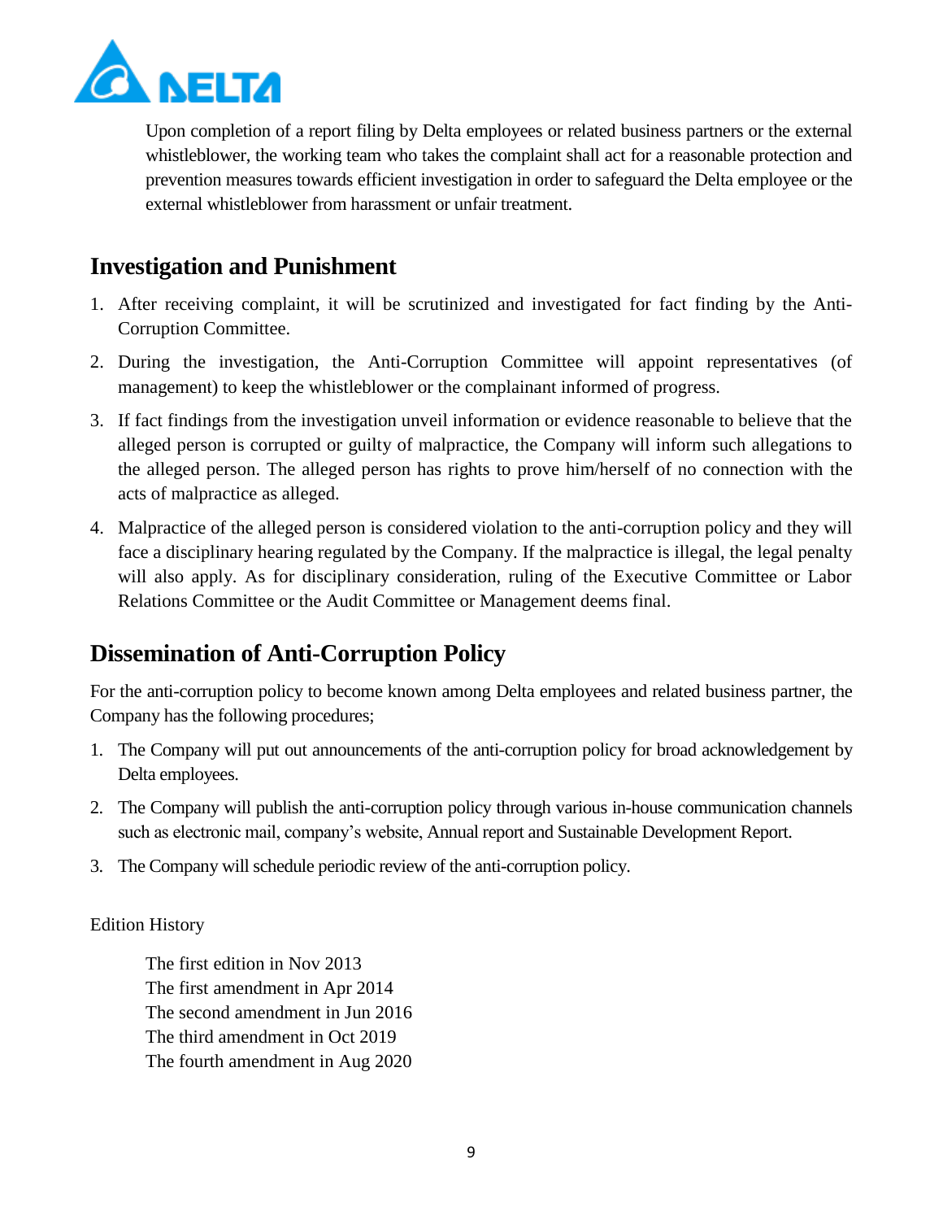Upon completion of a report filing by Delta employees or related business partners or the external whistleblower, the working team who takes the complaint shall act for a reasonable protection and prevention measures towards efficient investigation in order to safeguard the Delta employee or the external whistleblower from harassment or unfair treatment.

## Investigation and Punishment

1. After receiving complaint, it will be scrutinized and investigated for fact finding by the Anti-Corruption Committee.
2. During the investigation, the Anti-Corruption Committee will appoint representatives (of management) to keep the whistleblower or the complainant informed of progress.
3. If fact findings from the investigation unveil information or evidence reasonable to believe that the alleged person is corrupted or guilty of malpractice, the Company will inform such allegations to the alleged person. The alleged person has rights to prove him/herself of no connection with the acts of malpractice as alleged.
4. Malpractice of the alleged person is considered violation to the anti-corruption policy and they will face a disciplinary hearing regulated by the Company. If the malpractice is illegal, the legal penalty will also apply. As for disciplinary consideration, ruling of the Executive Committee or Labor Relations Committee or the Audit Committee or Management deems final.

## Dissemination of Anti-Corruption Policy

For the anti-corruption policy to become known among Delta employees and related business partner, the Company has the following procedures;

1. The Company will put out announcements of the anti-corruption policy for broad acknowledgement by Delta employees.
2. The Company will publish the anti-corruption policy through various in-house communication channels such as electronic mail, company's website, Annual report and Sustainable Development Report.
3. The Company will schedule periodic review of the anti-corruption policy.

Edition History

The first edition in Nov 2013  
The first amendment in Apr 2014  
The second amendment in Jun 2016  
The third amendment in Oct 2019  
The fourth amendment in Aug 2020